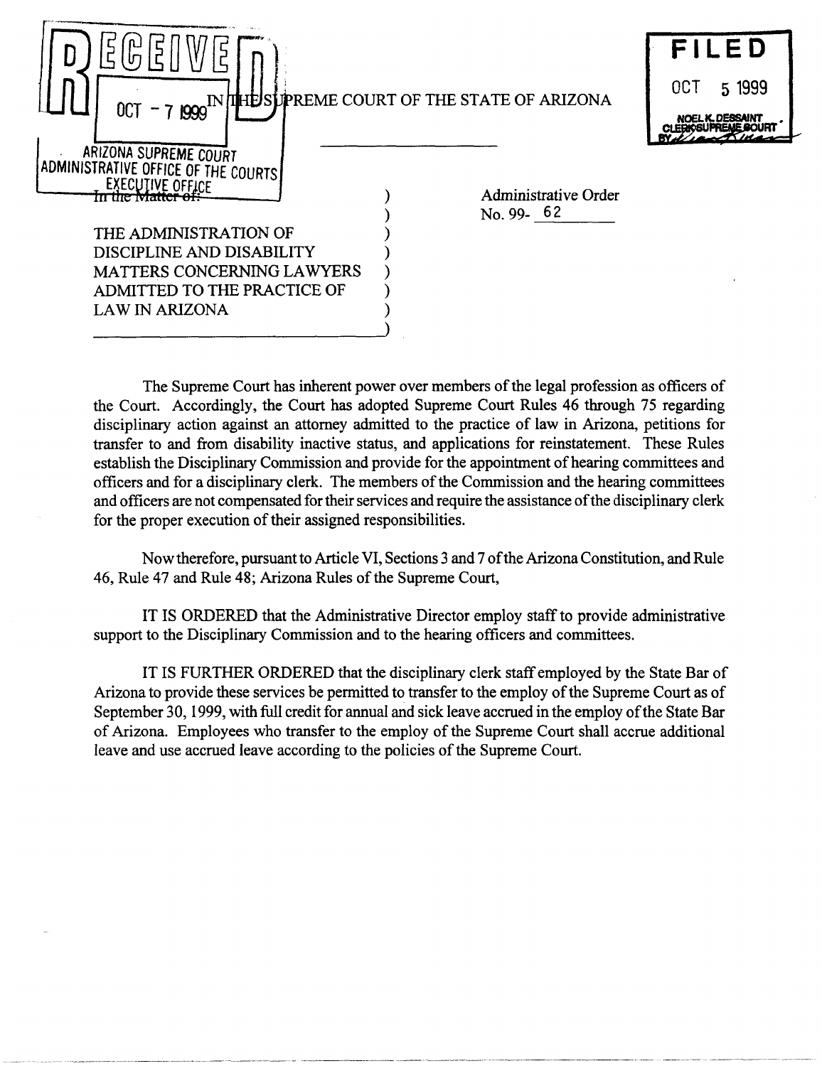RECEIVED
OCT - 7 1999
ARIZONA SUPREME COURT
ADMINISTRATIVE OFFICE OF THE COURTS
EXECUTIVE OFFICE

FILED
OCT 5 1999
NOEL K. DESSAINT
CLERK SUPREME COURT

# IN THE SUPREME COURT OF THE STATE OF ARIZONA

In the Matter of:

THE ADMINISTRATION OF DISCIPLINE AND DISABILITY MATTERS CONCERNING LAWYERS ADMITTED TO THE PRACTICE OF LAW IN ARIZONA

Administrative Order
No. 99- 62

The Supreme Court has inherent power over members of the legal profession as officers of the Court. Accordingly, the Court has adopted Supreme Court Rules 46 through 75 regarding disciplinary action against an attorney admitted to the practice of law in Arizona, petitions for transfer to and from disability inactive status, and applications for reinstatement. These Rules establish the Disciplinary Commission and provide for the appointment of hearing committees and officers and for a disciplinary clerk. The members of the Commission and the hearing committees and officers are not compensated for their services and require the assistance of the disciplinary clerk for the proper execution of their assigned responsibilities.

Now therefore, pursuant to Article VI, Sections 3 and 7 of the Arizona Constitution, and Rule 46, Rule 47 and Rule 48; Arizona Rules of the Supreme Court,

IT IS ORDERED that the Administrative Director employ staff to provide administrative support to the Disciplinary Commission and to the hearing officers and committees.

IT IS FURTHER ORDERED that the disciplinary clerk staff employed by the State Bar of Arizona to provide these services be permitted to transfer to the employ of the Supreme Court as of September 30, 1999, with full credit for annual and sick leave accrued in the employ of the State Bar of Arizona. Employees who transfer to the employ of the Supreme Court shall accrue additional leave and use accrued leave according to the policies of the Supreme Court.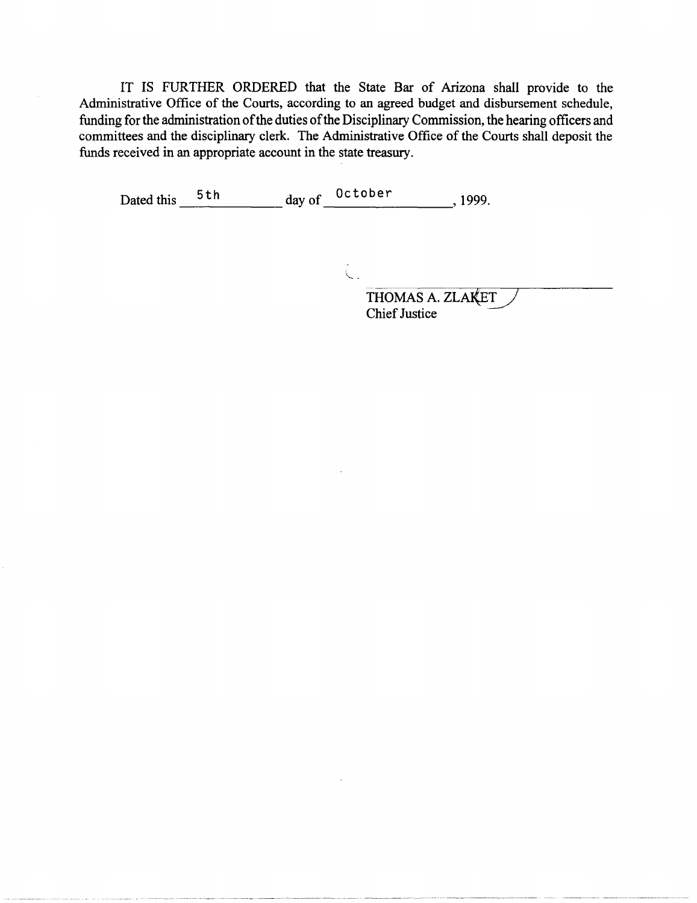IT IS FURTHER ORDERED that the State Bar of Arizona shall provide to the Administrative Office of the Courts, according to an agreed budget and disbursement schedule, funding for the administration of the duties of the Disciplinary Commission, the hearing officers and committees and the disciplinary clerk. The Administrative Office of the Courts shall deposit the funds received in an appropriate account in the state treasury.

Dated this 5th day of October, 1999.

THOMAS A. ZLAKET
Chief Justice